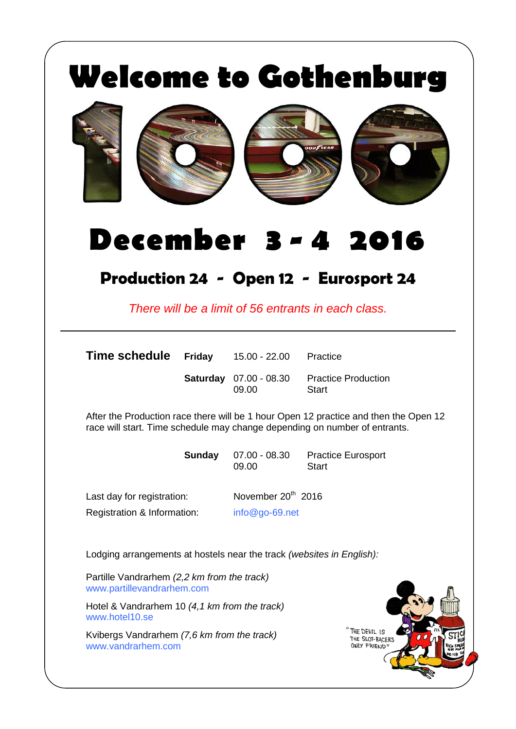# Welcome to Gothenburg

# 1000

# December 3 - 4 2016

## Production 24 - Open 12 - Eurosport 24

*There will be a limit of 56 entrants in each class.*

---

**Time schedule**

| | | |
|---|---|---|
| **Friday** | 15.00 - 22.00 | Practice |
| **Saturday** | 07.00 - 08.30<br>09.00 | Practice Production<br>Start |

After the Production race there will be 1 hour Open 12 practice and then the Open 12 race will start. Time schedule may change depending on number of entrants.

| | | |
|---|---|---|
| **Sunday** | 07.00 - 08.30<br>09.00 | Practice Eurosport<br>Start |

Last day for registration: November 20th 2016

Registration & Information: info@go-69.net

Lodging arrangements at hostels near the track *(websites in English)*:

Partille Vandrarhem *(2,2 km from the track)*
www.partillevandrarhem.com

Hotel & Vandrarhem 10 *(4,1 km from the track)*
www.hotel10.se

Kvibergs Vandrarhem *(7,6 km from the track)*
www.vandrarhem.com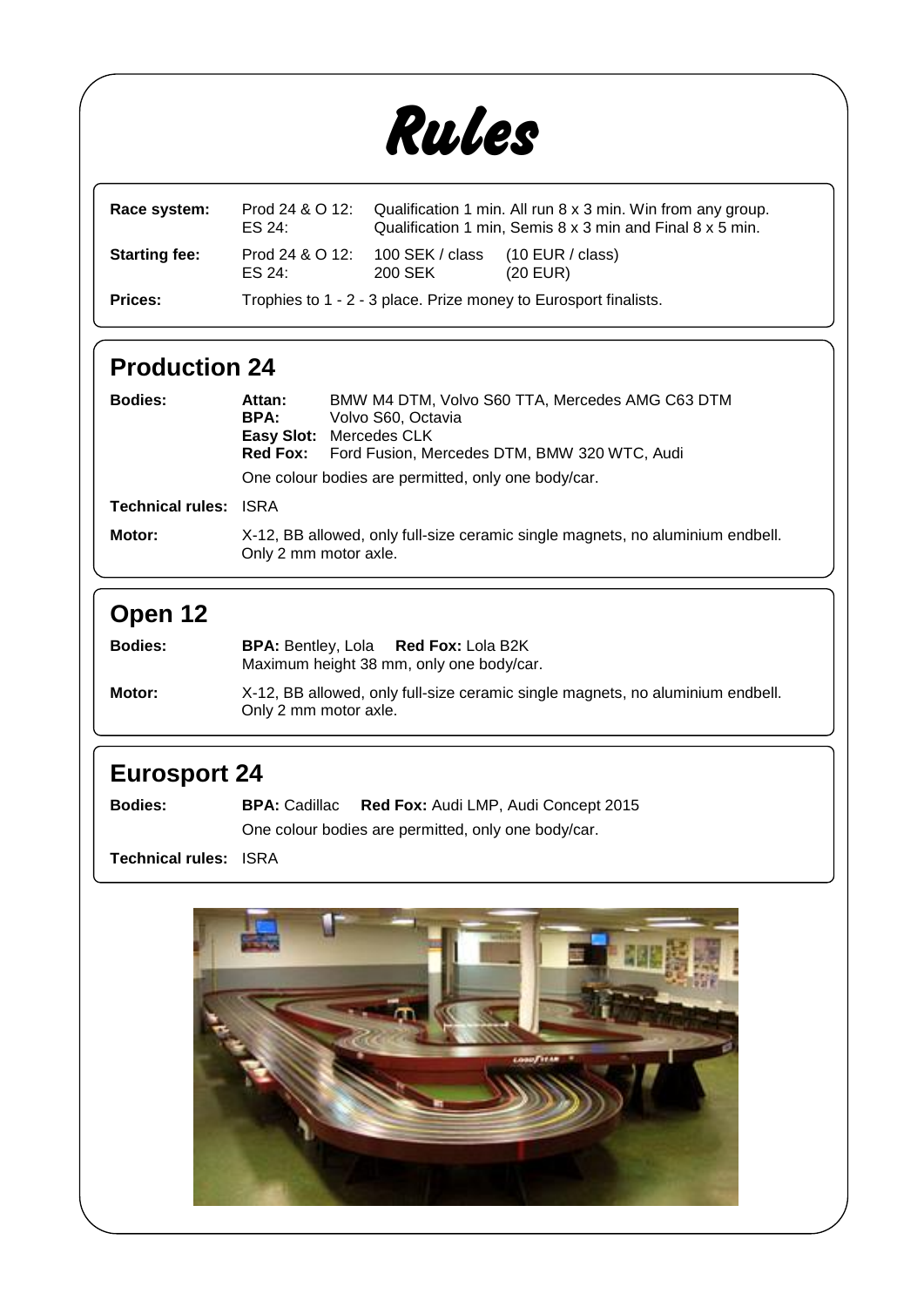# Rules

| | | |
|---|---|---|
| **Race system:** | Prod 24 & O 12:<br>ES 24: | Qualification 1 min. All run 8 x 3 min. Win from any group.<br>Qualification 1 min, Semis 8 x 3 min and Final 8 x 5 min. |
| **Starting fee:** | Prod 24 & O 12:<br>ES 24: | 100 SEK / class (10 EUR / class)<br>200 SEK (20 EUR) |
| **Prices:** | Trophies to 1 - 2 - 3 place. Prize money to Eurosport finalists. | |

## Production 24

**Bodies:**
- **Attan:** BMW M4 DTM, Volvo S60 TTA, Mercedes AMG C63 DTM
- **BPA:** Volvo S60, Octavia
- **Easy Slot:** Mercedes CLK
- **Red Fox:** Ford Fusion, Mercedes DTM, BMW 320 WTC, Audi

One colour bodies are permitted, only one body/car.

**Technical rules:** ISRA

**Motor:** X-12, BB allowed, only full-size ceramic single magnets, no aluminium endbell. Only 2 mm motor axle.

## Open 12

**Bodies:** **BPA:** Bentley, Lola **Red Fox:** Lola B2K
Maximum height 38 mm, only one body/car.

**Motor:** X-12, BB allowed, only full-size ceramic single magnets, no aluminium endbell. Only 2 mm motor axle.

## Eurosport 24

**Bodies:** **BPA:** Cadillac **Red Fox:** Audi LMP, Audi Concept 2015
One colour bodies are permitted, only one body/car.

**Technical rules:** ISRA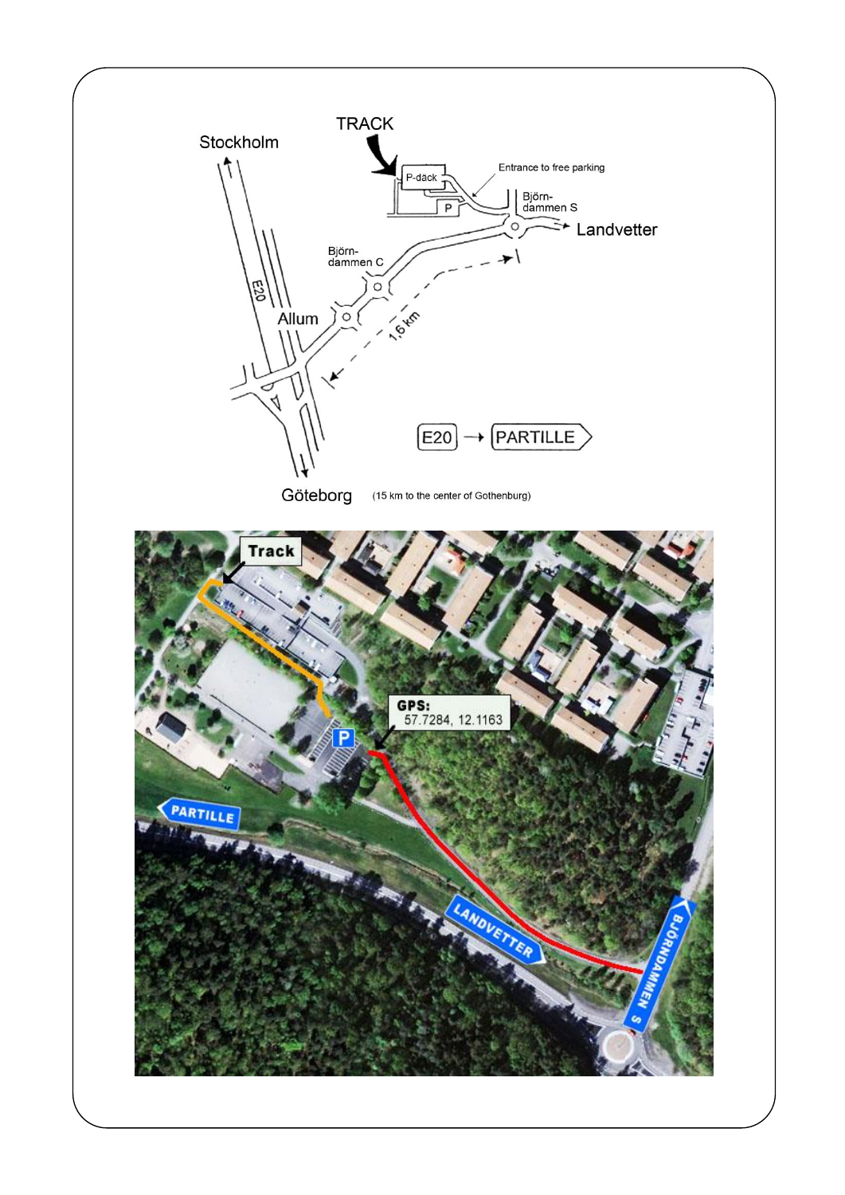TRACK

Stockholm

P-däck

Entrance to free parking

P

Björn-
dammen S

Landvetter

Björn-
dammen C

E20

Allum

1,6 km

E20 → PARTILLE

Göteborg (15 km to the center of Gothenburg)

Track

GPS:
57.7284, 12.1163

P

PARTILLE

LANDVETTER

BJÖRNDAMMEN S